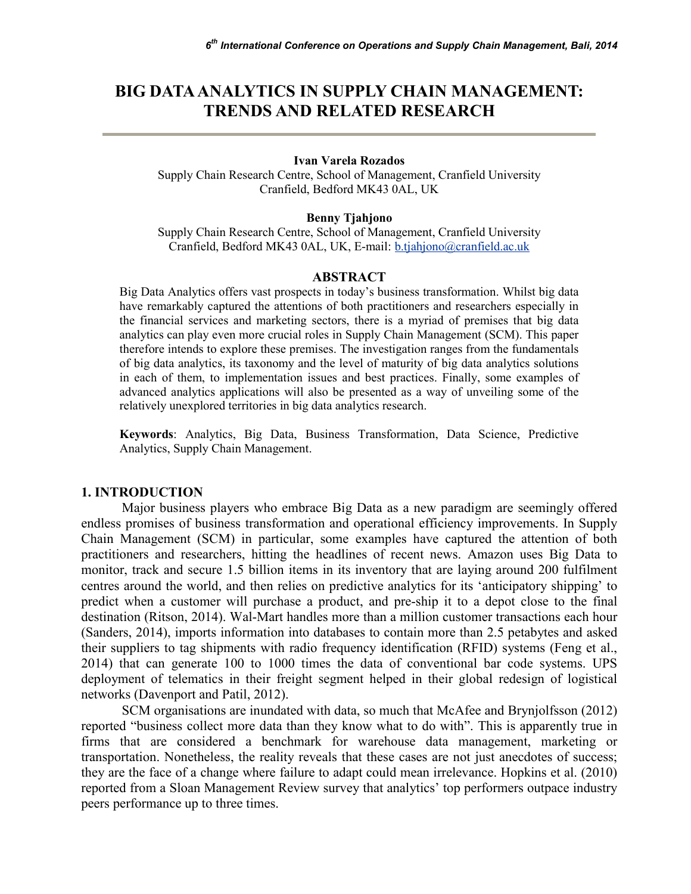# BIG DATA ANALYTICS IN SUPPLY CHAIN MANAGEMENT: TRENDS AND RELATED RESEARCH

**Ivan Varela Rozados**
Supply Chain Research Centre, School of Management, Cranfield University
Cranfield, Bedford MK43 0AL, UK

**Benny Tjahjono**
Supply Chain Research Centre, School of Management, Cranfield University
Cranfield, Bedford MK43 0AL, UK, E-mail: b.tjahjono@cranfield.ac.uk

## ABSTRACT

Big Data Analytics offers vast prospects in today's business transformation. Whilst big data have remarkably captured the attentions of both practitioners and researchers especially in the financial services and marketing sectors, there is a myriad of premises that big data analytics can play even more crucial roles in Supply Chain Management (SCM). This paper therefore intends to explore these premises. The investigation ranges from the fundamentals of big data analytics, its taxonomy and the level of maturity of big data analytics solutions in each of them, to implementation issues and best practices. Finally, some examples of advanced analytics applications will also be presented as a way of unveiling some of the relatively unexplored territories in big data analytics research.

**Keywords**: Analytics, Big Data, Business Transformation, Data Science, Predictive Analytics, Supply Chain Management.

## 1. INTRODUCTION

Major business players who embrace Big Data as a new paradigm are seemingly offered endless promises of business transformation and operational efficiency improvements. In Supply Chain Management (SCM) in particular, some examples have captured the attention of both practitioners and researchers, hitting the headlines of recent news. Amazon uses Big Data to monitor, track and secure 1.5 billion items in its inventory that are laying around 200 fulfilment centres around the world, and then relies on predictive analytics for its 'anticipatory shipping' to predict when a customer will purchase a product, and pre-ship it to a depot close to the final destination (Ritson, 2014). Wal-Mart handles more than a million customer transactions each hour (Sanders, 2014), imports information into databases to contain more than 2.5 petabytes and asked their suppliers to tag shipments with radio frequency identification (RFID) systems (Feng et al., 2014) that can generate 100 to 1000 times the data of conventional bar code systems. UPS deployment of telematics in their freight segment helped in their global redesign of logistical networks (Davenport and Patil, 2012).

SCM organisations are inundated with data, so much that McAfee and Brynjolfsson (2012) reported "business collect more data than they know what to do with". This is apparently true in firms that are considered a benchmark for warehouse data management, marketing or transportation. Nonetheless, the reality reveals that these cases are not just anecdotes of success; they are the face of a change where failure to adapt could mean irrelevance. Hopkins et al. (2010) reported from a Sloan Management Review survey that analytics' top performers outpace industry peers performance up to three times.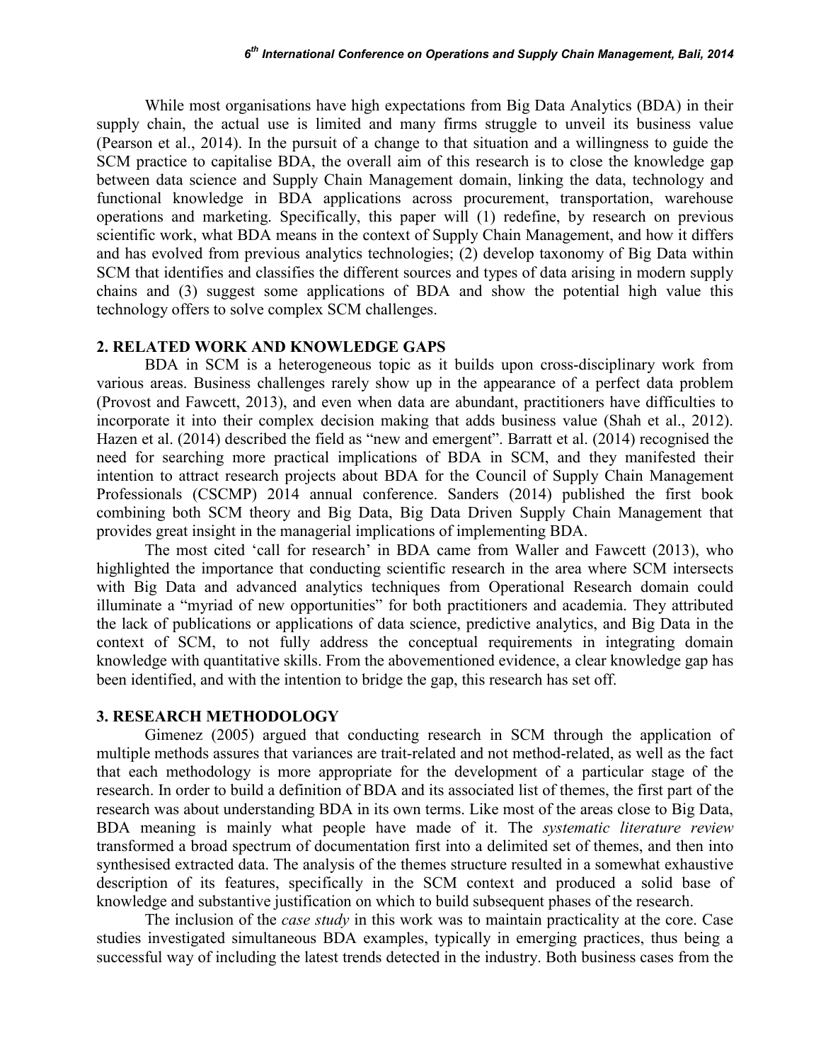While most organisations have high expectations from Big Data Analytics (BDA) in their supply chain, the actual use is limited and many firms struggle to unveil its business value (Pearson et al., 2014). In the pursuit of a change to that situation and a willingness to guide the SCM practice to capitalise BDA, the overall aim of this research is to close the knowledge gap between data science and Supply Chain Management domain, linking the data, technology and functional knowledge in BDA applications across procurement, transportation, warehouse operations and marketing. Specifically, this paper will (1) redefine, by research on previous scientific work, what BDA means in the context of Supply Chain Management, and how it differs and has evolved from previous analytics technologies; (2) develop taxonomy of Big Data within SCM that identifies and classifies the different sources and types of data arising in modern supply chains and (3) suggest some applications of BDA and show the potential high value this technology offers to solve complex SCM challenges.

## 2. RELATED WORK AND KNOWLEDGE GAPS

BDA in SCM is a heterogeneous topic as it builds upon cross-disciplinary work from various areas. Business challenges rarely show up in the appearance of a perfect data problem (Provost and Fawcett, 2013), and even when data are abundant, practitioners have difficulties to incorporate it into their complex decision making that adds business value (Shah et al., 2012). Hazen et al. (2014) described the field as "new and emergent". Barratt et al. (2014) recognised the need for searching more practical implications of BDA in SCM, and they manifested their intention to attract research projects about BDA for the Council of Supply Chain Management Professionals (CSCMP) 2014 annual conference. Sanders (2014) published the first book combining both SCM theory and Big Data, Big Data Driven Supply Chain Management that provides great insight in the managerial implications of implementing BDA.

The most cited 'call for research' in BDA came from Waller and Fawcett (2013), who highlighted the importance that conducting scientific research in the area where SCM intersects with Big Data and advanced analytics techniques from Operational Research domain could illuminate a "myriad of new opportunities" for both practitioners and academia. They attributed the lack of publications or applications of data science, predictive analytics, and Big Data in the context of SCM, to not fully address the conceptual requirements in integrating domain knowledge with quantitative skills. From the abovementioned evidence, a clear knowledge gap has been identified, and with the intention to bridge the gap, this research has set off.

## 3. RESEARCH METHODOLOGY

Gimenez (2005) argued that conducting research in SCM through the application of multiple methods assures that variances are trait-related and not method-related, as well as the fact that each methodology is more appropriate for the development of a particular stage of the research. In order to build a definition of BDA and its associated list of themes, the first part of the research was about understanding BDA in its own terms. Like most of the areas close to Big Data, BDA meaning is mainly what people have made of it. The *systematic literature review* transformed a broad spectrum of documentation first into a delimited set of themes, and then into synthesised extracted data. The analysis of the themes structure resulted in a somewhat exhaustive description of its features, specifically in the SCM context and produced a solid base of knowledge and substantive justification on which to build subsequent phases of the research.

The inclusion of the *case study* in this work was to maintain practicality at the core. Case studies investigated simultaneous BDA examples, typically in emerging practices, thus being a successful way of including the latest trends detected in the industry. Both business cases from the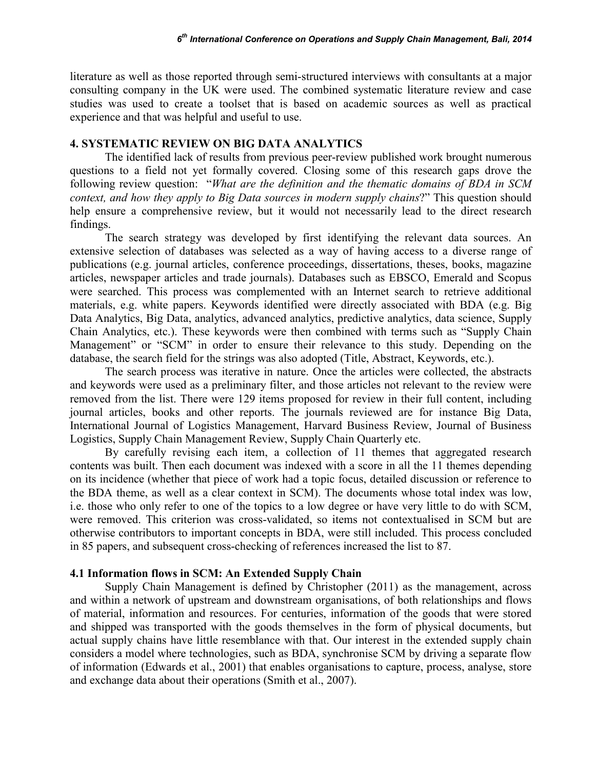literature as well as those reported through semi-structured interviews with consultants at a major consulting company in the UK were used. The combined systematic literature review and case studies was used to create a toolset that is based on academic sources as well as practical experience and that was helpful and useful to use.

## 4. SYSTEMATIC REVIEW ON BIG DATA ANALYTICS

The identified lack of results from previous peer-review published work brought numerous questions to a field not yet formally covered. Closing some of this research gaps drove the following review question: "*What are the definition and the thematic domains of BDA in SCM context, and how they apply to Big Data sources in modern supply chains*?" This question should help ensure a comprehensive review, but it would not necessarily lead to the direct research findings.

The search strategy was developed by first identifying the relevant data sources. An extensive selection of databases was selected as a way of having access to a diverse range of publications (e.g. journal articles, conference proceedings, dissertations, theses, books, magazine articles, newspaper articles and trade journals). Databases such as EBSCO, Emerald and Scopus were searched. This process was complemented with an Internet search to retrieve additional materials, e.g. white papers. Keywords identified were directly associated with BDA (e.g. Big Data Analytics, Big Data, analytics, advanced analytics, predictive analytics, data science, Supply Chain Analytics, etc.). These keywords were then combined with terms such as "Supply Chain Management" or "SCM" in order to ensure their relevance to this study. Depending on the database, the search field for the strings was also adopted (Title, Abstract, Keywords, etc.).

The search process was iterative in nature. Once the articles were collected, the abstracts and keywords were used as a preliminary filter, and those articles not relevant to the review were removed from the list. There were 129 items proposed for review in their full content, including journal articles, books and other reports. The journals reviewed are for instance Big Data, International Journal of Logistics Management, Harvard Business Review, Journal of Business Logistics, Supply Chain Management Review, Supply Chain Quarterly etc.

By carefully revising each item, a collection of 11 themes that aggregated research contents was built. Then each document was indexed with a score in all the 11 themes depending on its incidence (whether that piece of work had a topic focus, detailed discussion or reference to the BDA theme, as well as a clear context in SCM). The documents whose total index was low, i.e. those who only refer to one of the topics to a low degree or have very little to do with SCM, were removed. This criterion was cross-validated, so items not contextualised in SCM but are otherwise contributors to important concepts in BDA, were still included. This process concluded in 85 papers, and subsequent cross-checking of references increased the list to 87.

### 4.1 Information flows in SCM: An Extended Supply Chain

Supply Chain Management is defined by Christopher (2011) as the management, across and within a network of upstream and downstream organisations, of both relationships and flows of material, information and resources. For centuries, information of the goods that were stored and shipped was transported with the goods themselves in the form of physical documents, but actual supply chains have little resemblance with that. Our interest in the extended supply chain considers a model where technologies, such as BDA, synchronise SCM by driving a separate flow of information (Edwards et al., 2001) that enables organisations to capture, process, analyse, store and exchange data about their operations (Smith et al., 2007).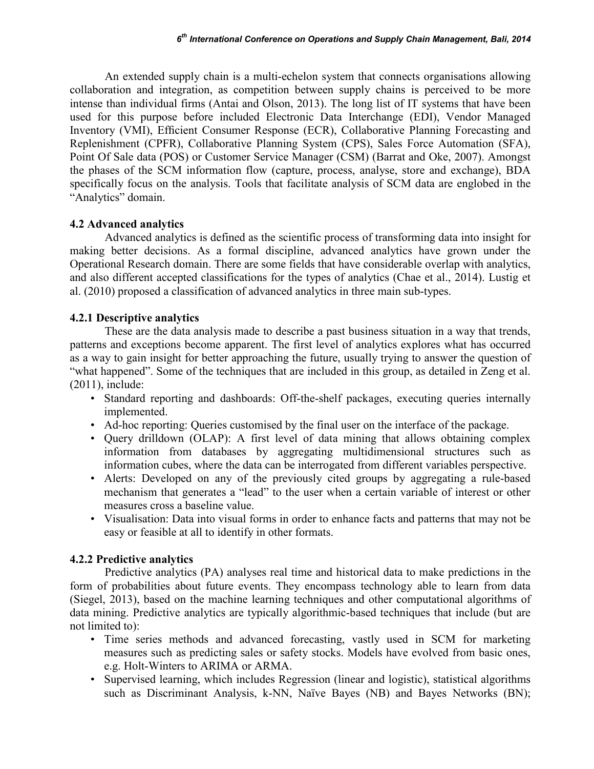An extended supply chain is a multi-echelon system that connects organisations allowing collaboration and integration, as competition between supply chains is perceived to be more intense than individual firms (Antai and Olson, 2013). The long list of IT systems that have been used for this purpose before included Electronic Data Interchange (EDI), Vendor Managed Inventory (VMI), Efficient Consumer Response (ECR), Collaborative Planning Forecasting and Replenishment (CPFR), Collaborative Planning System (CPS), Sales Force Automation (SFA), Point Of Sale data (POS) or Customer Service Manager (CSM) (Barrat and Oke, 2007). Amongst the phases of the SCM information flow (capture, process, analyse, store and exchange), BDA specifically focus on the analysis. Tools that facilitate analysis of SCM data are englobed in the "Analytics" domain.

### 4.2 Advanced analytics

Advanced analytics is defined as the scientific process of transforming data into insight for making better decisions. As a formal discipline, advanced analytics have grown under the Operational Research domain. There are some fields that have considerable overlap with analytics, and also different accepted classifications for the types of analytics (Chae et al., 2014). Lustig et al. (2010) proposed a classification of advanced analytics in three main sub-types.

#### 4.2.1 Descriptive analytics

These are the data analysis made to describe a past business situation in a way that trends, patterns and exceptions become apparent. The first level of analytics explores what has occurred as a way to gain insight for better approaching the future, usually trying to answer the question of "what happened". Some of the techniques that are included in this group, as detailed in Zeng et al. (2011), include:

- Standard reporting and dashboards: Off-the-shelf packages, executing queries internally implemented.
- Ad-hoc reporting: Queries customised by the final user on the interface of the package.
- Query drilldown (OLAP): A first level of data mining that allows obtaining complex information from databases by aggregating multidimensional structures such as information cubes, where the data can be interrogated from different variables perspective.
- Alerts: Developed on any of the previously cited groups by aggregating a rule-based mechanism that generates a "lead" to the user when a certain variable of interest or other measures cross a baseline value.
- Visualisation: Data into visual forms in order to enhance facts and patterns that may not be easy or feasible at all to identify in other formats.

#### 4.2.2 Predictive analytics

Predictive analytics (PA) analyses real time and historical data to make predictions in the form of probabilities about future events. They encompass technology able to learn from data (Siegel, 2013), based on the machine learning techniques and other computational algorithms of data mining. Predictive analytics are typically algorithmic-based techniques that include (but are not limited to):

- Time series methods and advanced forecasting, vastly used in SCM for marketing measures such as predicting sales or safety stocks. Models have evolved from basic ones, e.g. Holt-Winters to ARIMA or ARMA.
- Supervised learning, which includes Regression (linear and logistic), statistical algorithms such as Discriminant Analysis, k-NN, Naïve Bayes (NB) and Bayes Networks (BN);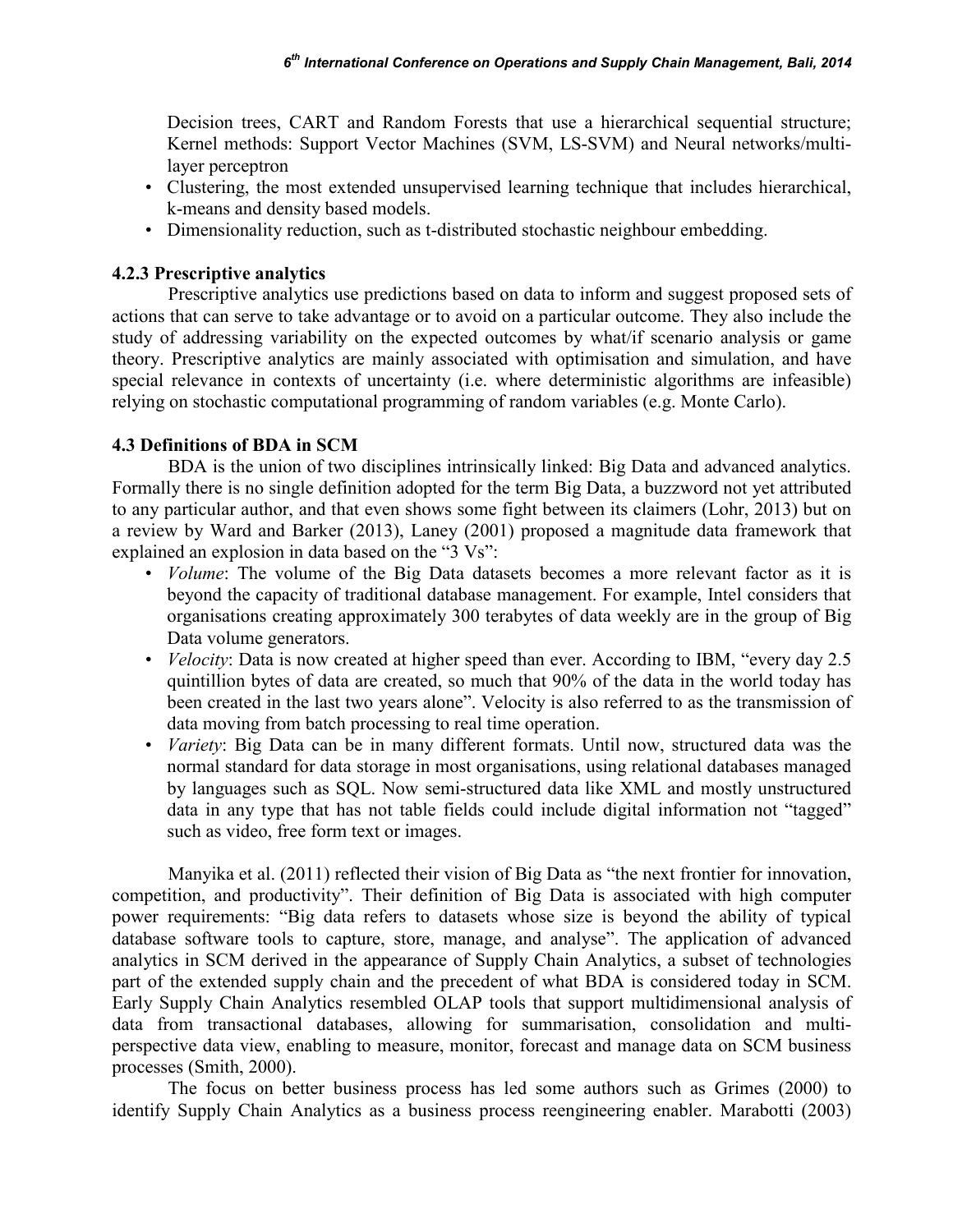Decision trees, CART and Random Forests that use a hierarchical sequential structure; Kernel methods: Support Vector Machines (SVM, LS-SVM) and Neural networks/multi-layer perceptron

- Clustering, the most extended unsupervised learning technique that includes hierarchical, k-means and density based models.
- Dimensionality reduction, such as t-distributed stochastic neighbour embedding.

### 4.2.3 Prescriptive analytics

Prescriptive analytics use predictions based on data to inform and suggest proposed sets of actions that can serve to take advantage or to avoid on a particular outcome. They also include the study of addressing variability on the expected outcomes by what/if scenario analysis or game theory. Prescriptive analytics are mainly associated with optimisation and simulation, and have special relevance in contexts of uncertainty (i.e. where deterministic algorithms are infeasible) relying on stochastic computational programming of random variables (e.g. Monte Carlo).

## 4.3 Definitions of BDA in SCM

BDA is the union of two disciplines intrinsically linked: Big Data and advanced analytics. Formally there is no single definition adopted for the term Big Data, a buzzword not yet attributed to any particular author, and that even shows some fight between its claimers (Lohr, 2013) but on a review by Ward and Barker (2013), Laney (2001) proposed a magnitude data framework that explained an explosion in data based on the "3 Vs":

- *Volume*: The volume of the Big Data datasets becomes a more relevant factor as it is beyond the capacity of traditional database management. For example, Intel considers that organisations creating approximately 300 terabytes of data weekly are in the group of Big Data volume generators.
- *Velocity*: Data is now created at higher speed than ever. According to IBM, "every day 2.5 quintillion bytes of data are created, so much that 90% of the data in the world today has been created in the last two years alone". Velocity is also referred to as the transmission of data moving from batch processing to real time operation.
- *Variety*: Big Data can be in many different formats. Until now, structured data was the normal standard for data storage in most organisations, using relational databases managed by languages such as SQL. Now semi-structured data like XML and mostly unstructured data in any type that has not table fields could include digital information not "tagged" such as video, free form text or images.

Manyika et al. (2011) reflected their vision of Big Data as "the next frontier for innovation, competition, and productivity". Their definition of Big Data is associated with high computer power requirements: "Big data refers to datasets whose size is beyond the ability of typical database software tools to capture, store, manage, and analyse". The application of advanced analytics in SCM derived in the appearance of Supply Chain Analytics, a subset of technologies part of the extended supply chain and the precedent of what BDA is considered today in SCM. Early Supply Chain Analytics resembled OLAP tools that support multidimensional analysis of data from transactional databases, allowing for summarisation, consolidation and multi-perspective data view, enabling to measure, monitor, forecast and manage data on SCM business processes (Smith, 2000).

The focus on better business process has led some authors such as Grimes (2000) to identify Supply Chain Analytics as a business process reengineering enabler. Marabotti (2003)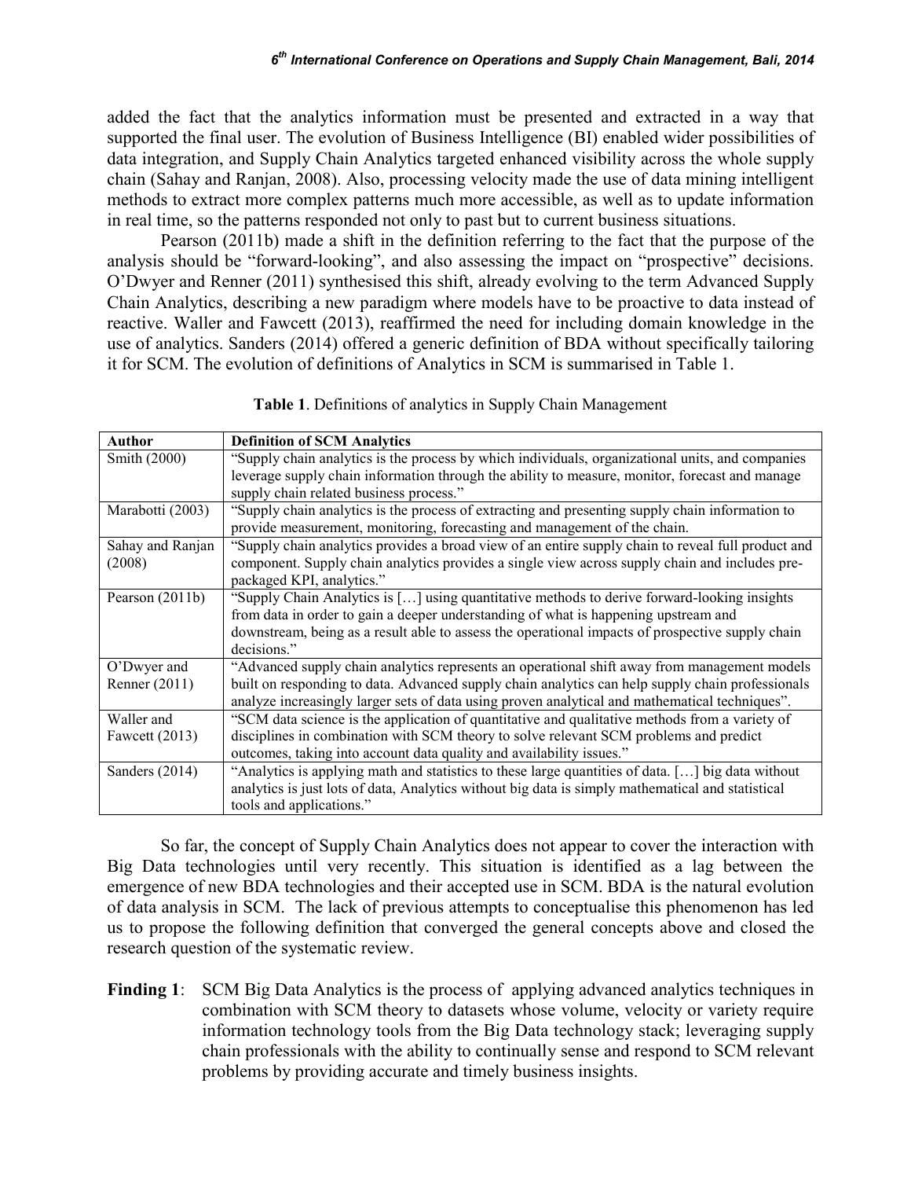added the fact that the analytics information must be presented and extracted in a way that supported the final user. The evolution of Business Intelligence (BI) enabled wider possibilities of data integration, and Supply Chain Analytics targeted enhanced visibility across the whole supply chain (Sahay and Ranjan, 2008). Also, processing velocity made the use of data mining intelligent methods to extract more complex patterns much more accessible, as well as to update information in real time, so the patterns responded not only to past but to current business situations.

Pearson (2011b) made a shift in the definition referring to the fact that the purpose of the analysis should be "forward-looking", and also assessing the impact on "prospective" decisions. O'Dwyer and Renner (2011) synthesised this shift, already evolving to the term Advanced Supply Chain Analytics, describing a new paradigm where models have to be proactive to data instead of reactive. Waller and Fawcett (2013), reaffirmed the need for including domain knowledge in the use of analytics. Sanders (2014) offered a generic definition of BDA without specifically tailoring it for SCM. The evolution of definitions of Analytics in SCM is summarised in Table 1.

**Table 1**. Definitions of analytics in Supply Chain Management

| Author | Definition of SCM Analytics |
|---|---|
| Smith (2000) | "Supply chain analytics is the process by which individuals, organizational units, and companies leverage supply chain information through the ability to measure, monitor, forecast and manage supply chain related business process." |
| Marabotti (2003) | "Supply chain analytics is the process of extracting and presenting supply chain information to provide measurement, monitoring, forecasting and management of the chain. |
| Sahay and Ranjan (2008) | "Supply chain analytics provides a broad view of an entire supply chain to reveal full product and component. Supply chain analytics provides a single view across supply chain and includes pre-packaged KPI, analytics." |
| Pearson (2011b) | "Supply Chain Analytics is […] using quantitative methods to derive forward-looking insights from data in order to gain a deeper understanding of what is happening upstream and downstream, being as a result able to assess the operational impacts of prospective supply chain decisions." |
| O'Dwyer and Renner (2011) | "Advanced supply chain analytics represents an operational shift away from management models built on responding to data. Advanced supply chain analytics can help supply chain professionals analyze increasingly larger sets of data using proven analytical and mathematical techniques". |
| Waller and Fawcett (2013) | "SCM data science is the application of quantitative and qualitative methods from a variety of disciplines in combination with SCM theory to solve relevant SCM problems and predict outcomes, taking into account data quality and availability issues." |
| Sanders (2014) | "Analytics is applying math and statistics to these large quantities of data. […] big data without analytics is just lots of data, Analytics without big data is simply mathematical and statistical tools and applications." |

So far, the concept of Supply Chain Analytics does not appear to cover the interaction with Big Data technologies until very recently. This situation is identified as a lag between the emergence of new BDA technologies and their accepted use in SCM. BDA is the natural evolution of data analysis in SCM. The lack of previous attempts to conceptualise this phenomenon has led us to propose the following definition that converged the general concepts above and closed the research question of the systematic review.

**Finding 1**: SCM Big Data Analytics is the process of applying advanced analytics techniques in combination with SCM theory to datasets whose volume, velocity or variety require information technology tools from the Big Data technology stack; leveraging supply chain professionals with the ability to continually sense and respond to SCM relevant problems by providing accurate and timely business insights.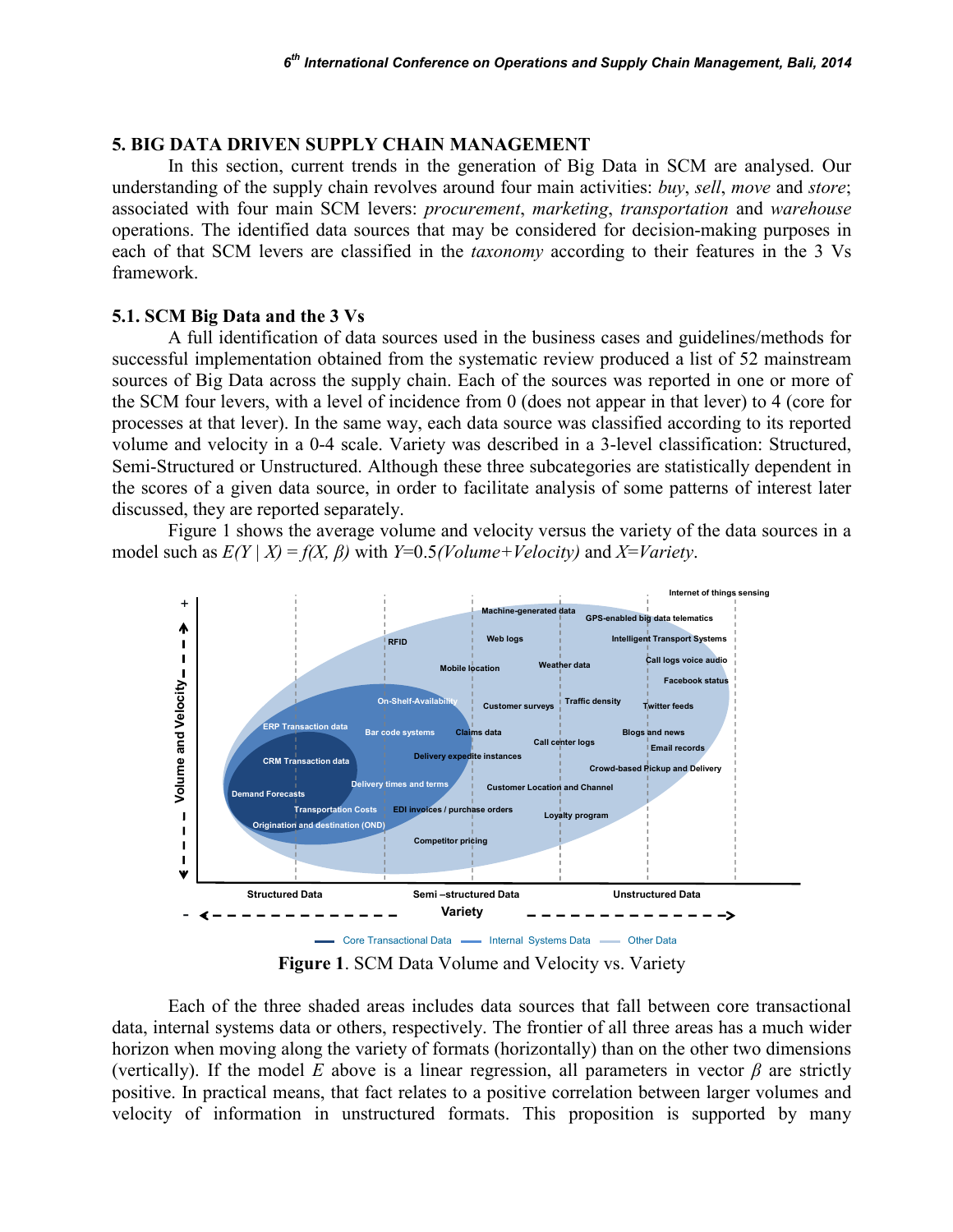## 5. BIG DATA DRIVEN SUPPLY CHAIN MANAGEMENT

In this section, current trends in the generation of Big Data in SCM are analysed. Our understanding of the supply chain revolves around four main activities: *buy*, *sell*, *move* and *store*; associated with four main SCM levers: *procurement*, *marketing*, *transportation* and *warehouse* operations. The identified data sources that may be considered for decision-making purposes in each of that SCM levers are classified in the *taxonomy* according to their features in the 3 Vs framework.

### 5.1. SCM Big Data and the 3 Vs

A full identification of data sources used in the business cases and guidelines/methods for successful implementation obtained from the systematic review produced a list of 52 mainstream sources of Big Data across the supply chain. Each of the sources was reported in one or more of the SCM four levers, with a level of incidence from 0 (does not appear in that lever) to 4 (core for processes at that lever). In the same way, each data source was classified according to its reported volume and velocity in a 0-4 scale. Variety was described in a 3-level classification: Structured, Semi-Structured or Unstructured. Although these three subcategories are statistically dependent in the scores of a given data source, in order to facilitate analysis of some patterns of interest later discussed, they are reported separately.

Figure 1 shows the average volume and velocity versus the variety of the data sources in a model such as $E(Y \mid X) = f(X, \beta)$ with $Y$=0.5*(Volume+Velocity)* and $X$=*Variety*.

**Figure 1**. SCM Data Volume and Velocity vs. Variety

Each of the three shaded areas includes data sources that fall between core transactional data, internal systems data or others, respectively. The frontier of all three areas has a much wider horizon when moving along the variety of formats (horizontally) than on the other two dimensions (vertically). If the model $E$ above is a linear regression, all parameters in vector $\beta$ are strictly positive. In practical means, that fact relates to a positive correlation between larger volumes and velocity of information in unstructured formats. This proposition is supported by many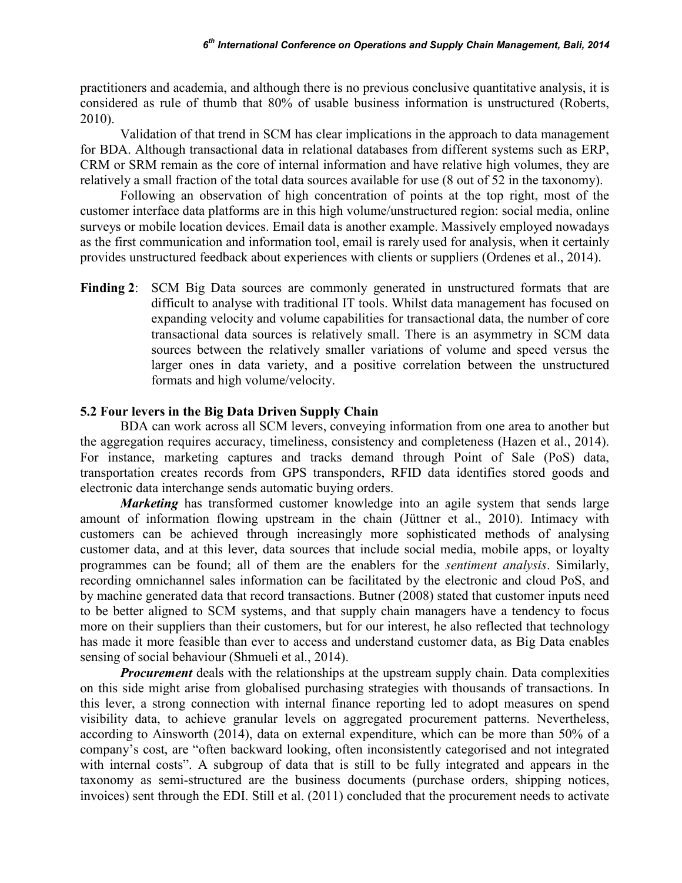practitioners and academia, and although there is no previous conclusive quantitative analysis, it is considered as rule of thumb that 80% of usable business information is unstructured (Roberts, 2010).

Validation of that trend in SCM has clear implications in the approach to data management for BDA. Although transactional data in relational databases from different systems such as ERP, CRM or SRM remain as the core of internal information and have relative high volumes, they are relatively a small fraction of the total data sources available for use (8 out of 52 in the taxonomy).

Following an observation of high concentration of points at the top right, most of the customer interface data platforms are in this high volume/unstructured region: social media, online surveys or mobile location devices. Email data is another example. Massively employed nowadays as the first communication and information tool, email is rarely used for analysis, when it certainly provides unstructured feedback about experiences with clients or suppliers (Ordenes et al., 2014).

**Finding 2**: SCM Big Data sources are commonly generated in unstructured formats that are difficult to analyse with traditional IT tools. Whilst data management has focused on expanding velocity and volume capabilities for transactional data, the number of core transactional data sources is relatively small. There is an asymmetry in SCM data sources between the relatively smaller variations of volume and speed versus the larger ones in data variety, and a positive correlation between the unstructured formats and high volume/velocity.

### 5.2 Four levers in the Big Data Driven Supply Chain

BDA can work across all SCM levers, conveying information from one area to another but the aggregation requires accuracy, timeliness, consistency and completeness (Hazen et al., 2014). For instance, marketing captures and tracks demand through Point of Sale (PoS) data, transportation creates records from GPS transponders, RFID data identifies stored goods and electronic data interchange sends automatic buying orders.

***Marketing*** has transformed customer knowledge into an agile system that sends large amount of information flowing upstream in the chain (Jüttner et al., 2010). Intimacy with customers can be achieved through increasingly more sophisticated methods of analysing customer data, and at this lever, data sources that include social media, mobile apps, or loyalty programmes can be found; all of them are the enablers for the *sentiment analysis*. Similarly, recording omnichannel sales information can be facilitated by the electronic and cloud PoS, and by machine generated data that record transactions. Butner (2008) stated that customer inputs need to be better aligned to SCM systems, and that supply chain managers have a tendency to focus more on their suppliers than their customers, but for our interest, he also reflected that technology has made it more feasible than ever to access and understand customer data, as Big Data enables sensing of social behaviour (Shmueli et al., 2014).

***Procurement*** deals with the relationships at the upstream supply chain. Data complexities on this side might arise from globalised purchasing strategies with thousands of transactions. In this lever, a strong connection with internal finance reporting led to adopt measures on spend visibility data, to achieve granular levels on aggregated procurement patterns. Nevertheless, according to Ainsworth (2014), data on external expenditure, which can be more than 50% of a company's cost, are "often backward looking, often inconsistently categorised and not integrated with internal costs". A subgroup of data that is still to be fully integrated and appears in the taxonomy as semi-structured are the business documents (purchase orders, shipping notices, invoices) sent through the EDI. Still et al. (2011) concluded that the procurement needs to activate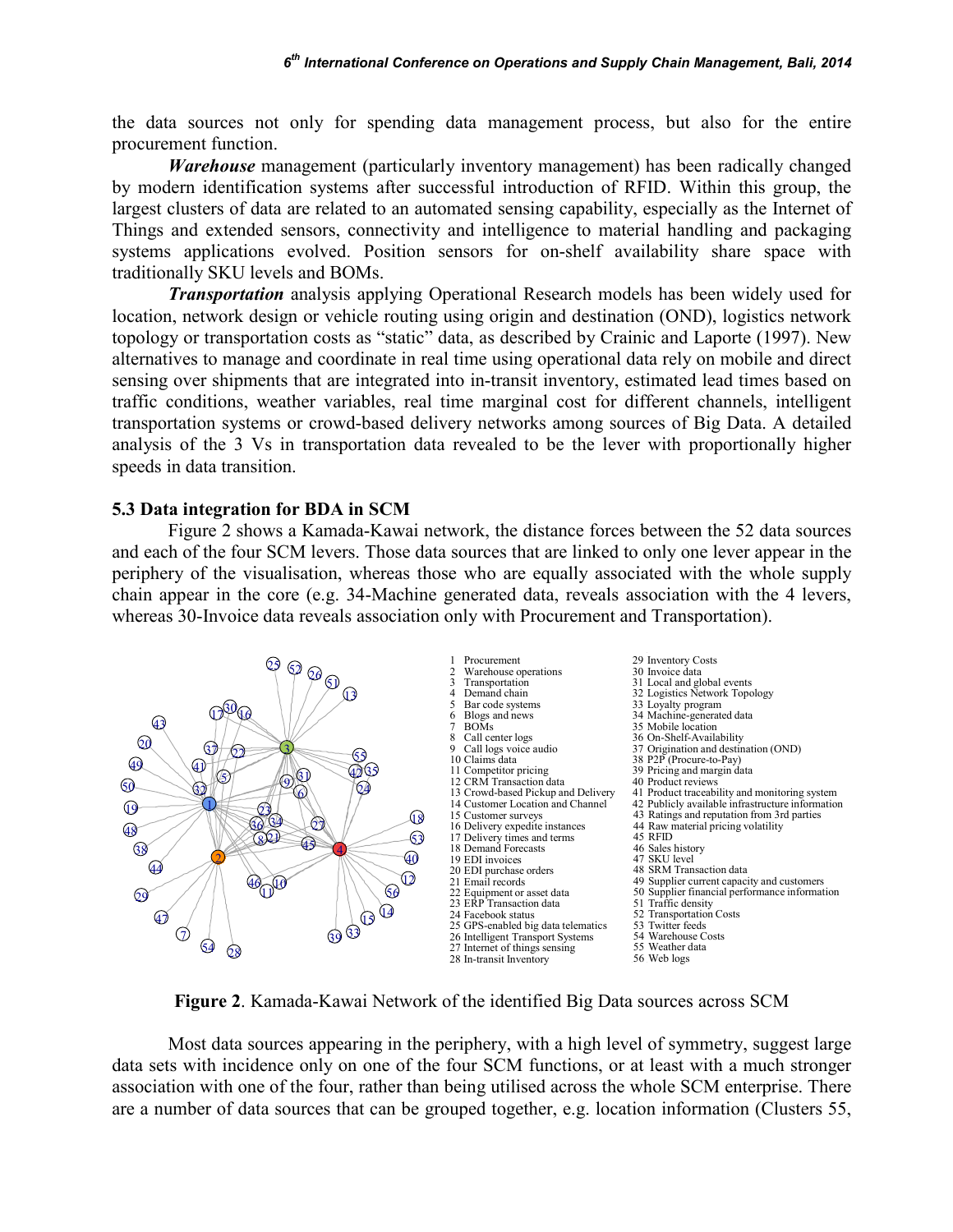the data sources not only for spending data management process, but also for the entire procurement function.

***Warehouse*** management (particularly inventory management) has been radically changed by modern identification systems after successful introduction of RFID. Within this group, the largest clusters of data are related to an automated sensing capability, especially as the Internet of Things and extended sensors, connectivity and intelligence to material handling and packaging systems applications evolved. Position sensors for on-shelf availability share space with traditionally SKU levels and BOMs.

***Transportation*** analysis applying Operational Research models has been widely used for location, network design or vehicle routing using origin and destination (OND), logistics network topology or transportation costs as "static" data, as described by Crainic and Laporte (1997). New alternatives to manage and coordinate in real time using operational data rely on mobile and direct sensing over shipments that are integrated into in-transit inventory, estimated lead times based on traffic conditions, weather variables, real time marginal cost for different channels, intelligent transportation systems or crowd-based delivery networks among sources of Big Data. A detailed analysis of the 3 Vs in transportation data revealed to be the lever with proportionally higher speeds in data transition.

### 5.3 Data integration for BDA in SCM

Figure 2 shows a Kamada-Kawai network, the distance forces between the 52 data sources and each of the four SCM levers. Those data sources that are linked to only one lever appear in the periphery of the visualisation, whereas those who are equally associated with the whole supply chain appear in the core (e.g. 34-Machine generated data, reveals association with the 4 levers, whereas 30-Invoice data reveals association only with Procurement and Transportation).

1 Procurement
2 Warehouse operations
3 Transportation
4 Demand chain
5 Bar code systems
6 Blogs and news
7 BOMs
8 Call center logs
9 Call logs voice audio
10 Claims data
11 Competitor pricing
12 CRM Transaction data
13 Crowd-based Pickup and Delivery
14 Customer Location and Channel
15 Customer surveys
16 Delivery expedite instances
17 Delivery times and terms
18 Demand Forecasts
19 EDI invoices
20 EDI purchase orders
21 Email records
22 Equipment or asset data
23 ERP Transaction data
24 Facebook status
25 GPS-enabled big data telematics
26 Intelligent Transport Systems
27 Internet of things sensing
28 In-transit Inventory
29 Inventory Costs
30 Invoice data
31 Local and global events
32 Logistics Network Topology
33 Loyalty program
34 Machine-generated data
35 Mobile location
36 On-Shelf-Availability
37 Origination and destination (OND)
38 P2P (Procure-to-Pay)
39 Pricing and margin data
40 Product reviews
41 Product traceability and monitoring system
42 Publicly available infrastructure information
43 Ratings and reputation from 3rd parties
44 Raw material pricing volatility
45 RFID
46 Sales history
47 SKU level
48 SRM Transaction data
49 Supplier current capacity and customers
50 Supplier financial performance information
51 Traffic density
52 Transportation Costs
53 Twitter feeds
54 Warehouse Costs
55 Weather data
56 Web logs

**Figure 2**. Kamada-Kawai Network of the identified Big Data sources across SCM

Most data sources appearing in the periphery, with a high level of symmetry, suggest large data sets with incidence only on one of the four SCM functions, or at least with a much stronger association with one of the four, rather than being utilised across the whole SCM enterprise. There are a number of data sources that can be grouped together, e.g. location information (Clusters 55,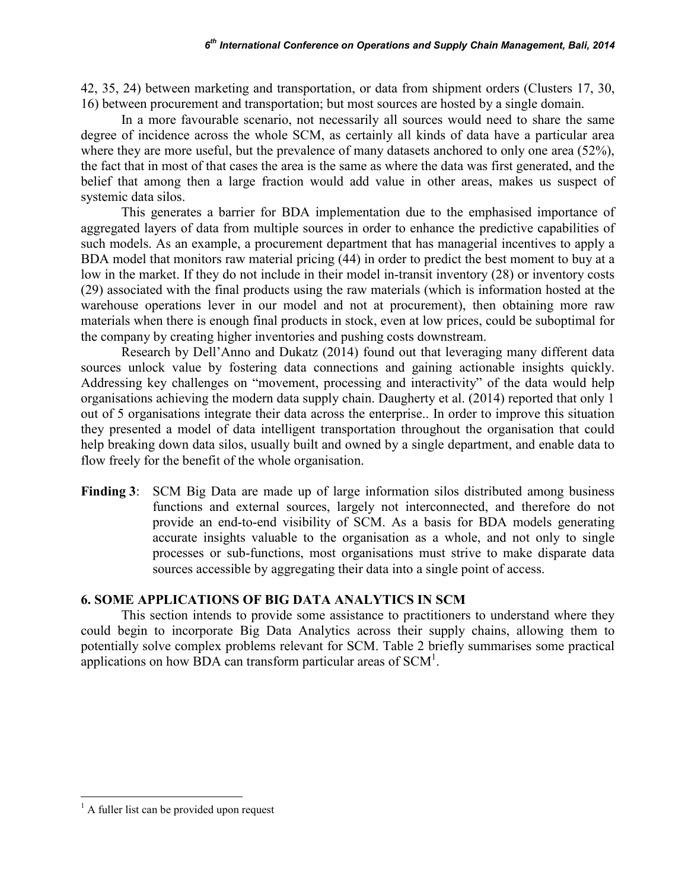42, 35, 24) between marketing and transportation, or data from shipment orders (Clusters 17, 30, 16) between procurement and transportation; but most sources are hosted by a single domain.

In a more favourable scenario, not necessarily all sources would need to share the same degree of incidence across the whole SCM, as certainly all kinds of data have a particular area where they are more useful, but the prevalence of many datasets anchored to only one area (52%), the fact that in most of that cases the area is the same as where the data was first generated, and the belief that among then a large fraction would add value in other areas, makes us suspect of systemic data silos.

This generates a barrier for BDA implementation due to the emphasised importance of aggregated layers of data from multiple sources in order to enhance the predictive capabilities of such models. As an example, a procurement department that has managerial incentives to apply a BDA model that monitors raw material pricing (44) in order to predict the best moment to buy at a low in the market. If they do not include in their model in-transit inventory (28) or inventory costs (29) associated with the final products using the raw materials (which is information hosted at the warehouse operations lever in our model and not at procurement), then obtaining more raw materials when there is enough final products in stock, even at low prices, could be suboptimal for the company by creating higher inventories and pushing costs downstream.

Research by Dell'Anno and Dukatz (2014) found out that leveraging many different data sources unlock value by fostering data connections and gaining actionable insights quickly. Addressing key challenges on "movement, processing and interactivity" of the data would help organisations achieving the modern data supply chain. Daugherty et al. (2014) reported that only 1 out of 5 organisations integrate their data across the enterprise.. In order to improve this situation they presented a model of data intelligent transportation throughout the organisation that could help breaking down data silos, usually built and owned by a single department, and enable data to flow freely for the benefit of the whole organisation.

**Finding 3**: SCM Big Data are made up of large information silos distributed among business functions and external sources, largely not interconnected, and therefore do not provide an end-to-end visibility of SCM. As a basis for BDA models generating accurate insights valuable to the organisation as a whole, and not only to single processes or sub-functions, most organisations must strive to make disparate data sources accessible by aggregating their data into a single point of access.

## 6. SOME APPLICATIONS OF BIG DATA ANALYTICS IN SCM

This section intends to provide some assistance to practitioners to understand where they could begin to incorporate Big Data Analytics across their supply chains, allowing them to potentially solve complex problems relevant for SCM. Table 2 briefly summarises some practical applications on how BDA can transform particular areas of SCM[1].

[1] A fuller list can be provided upon request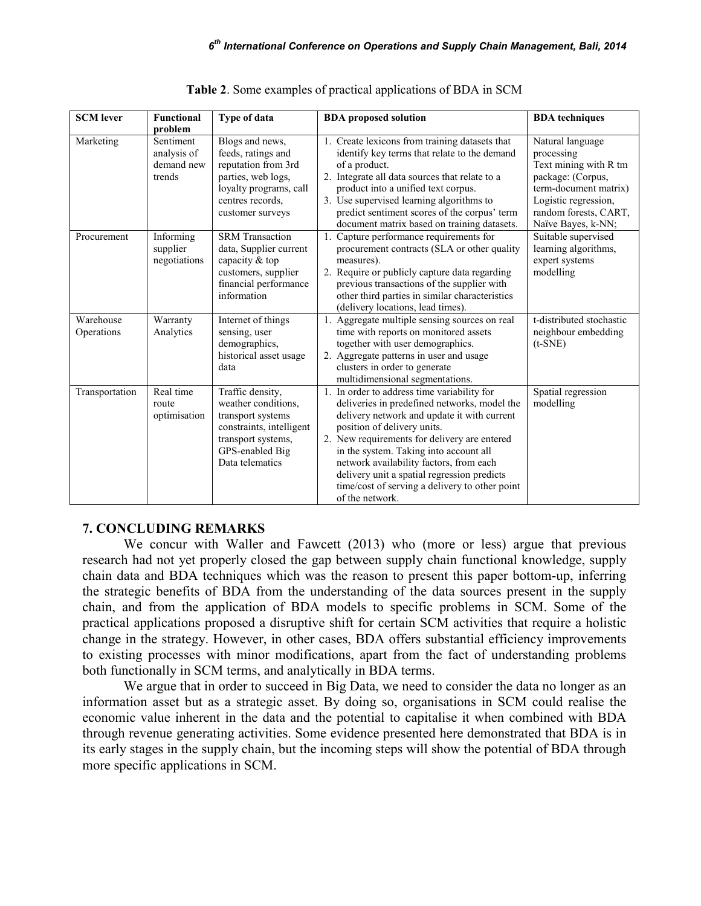**Table 2**. Some examples of practical applications of BDA in SCM

| SCM lever | Functional problem | Type of data | BDA proposed solution | BDA techniques |
|---|---|---|---|---|
| Marketing | Sentiment analysis of demand new trends | Blogs and news, feeds, ratings and reputation from 3rd parties, web logs, loyalty programs, call centres records, customer surveys | 1. Create lexicons from training datasets that identify key terms that relate to the demand of a product. 2. Integrate all data sources that relate to a product into a unified text corpus. 3. Use supervised learning algorithms to predict sentiment scores of the corpus' term document matrix based on training datasets. | Natural language processing Text mining with R tm package: (Corpus, term-document matrix) Logistic regression, random forests, CART, Naïve Bayes, k-NN; |
| Procurement | Informing supplier negotiations | SRM Transaction data, Supplier current capacity & top customers, supplier financial performance information | 1. Capture performance requirements for procurement contracts (SLA or other quality measures). 2. Require or publicly capture data regarding previous transactions of the supplier with other third parties in similar characteristics (delivery locations, lead times). | Suitable supervised learning algorithms, expert systems modelling |
| Warehouse Operations | Warranty Analytics | Internet of things sensing, user demographics, historical asset usage data | 1. Aggregate multiple sensing sources on real time with reports on monitored assets together with user demographics. 2. Aggregate patterns in user and usage clusters in order to generate multidimensional segmentations. | t-distributed stochastic neighbour embedding (t-SNE) |
| Transportation | Real time route optimisation | Traffic density, weather conditions, transport systems constraints, intelligent transport systems, GPS-enabled Big Data telematics | 1. In order to address time variability for deliveries in predefined networks, model the delivery network and update it with current position of delivery units. 2. New requirements for delivery are entered in the system. Taking into account all network availability factors, from each delivery unit a spatial regression predicts time/cost of serving a delivery to other point of the network. | Spatial regression modelling |

## 7. CONCLUDING REMARKS

We concur with Waller and Fawcett (2013) who (more or less) argue that previous research had not yet properly closed the gap between supply chain functional knowledge, supply chain data and BDA techniques which was the reason to present this paper bottom-up, inferring the strategic benefits of BDA from the understanding of the data sources present in the supply chain, and from the application of BDA models to specific problems in SCM. Some of the practical applications proposed a disruptive shift for certain SCM activities that require a holistic change in the strategy. However, in other cases, BDA offers substantial efficiency improvements to existing processes with minor modifications, apart from the fact of understanding problems both functionally in SCM terms, and analytically in BDA terms.

We argue that in order to succeed in Big Data, we need to consider the data no longer as an information asset but as a strategic asset. By doing so, organisations in SCM could realise the economic value inherent in the data and the potential to capitalise it when combined with BDA through revenue generating activities. Some evidence presented here demonstrated that BDA is in its early stages in the supply chain, but the incoming steps will show the potential of BDA through more specific applications in SCM.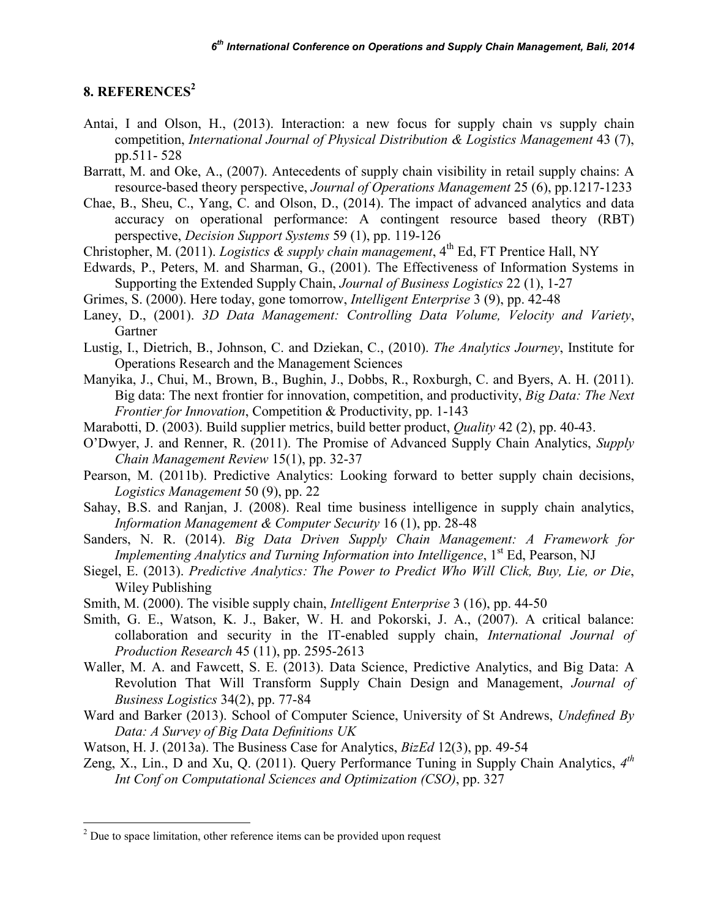## 8. REFERENCES[2]

Antai, I and Olson, H., (2013). Interaction: a new focus for supply chain vs supply chain competition, *International Journal of Physical Distribution & Logistics Management* 43 (7), pp.511- 528

Barratt, M. and Oke, A., (2007). Antecedents of supply chain visibility in retail supply chains: A resource-based theory perspective, *Journal of Operations Management* 25 (6), pp.1217-1233

Chae, B., Sheu, C., Yang, C. and Olson, D., (2014). The impact of advanced analytics and data accuracy on operational performance: A contingent resource based theory (RBT) perspective, *Decision Support Systems* 59 (1), pp. 119-126

Christopher, M. (2011). *Logistics & supply chain management*, 4th Ed, FT Prentice Hall, NY

Edwards, P., Peters, M. and Sharman, G., (2001). The Effectiveness of Information Systems in Supporting the Extended Supply Chain, *Journal of Business Logistics* 22 (1), 1-27

Grimes, S. (2000). Here today, gone tomorrow, *Intelligent Enterprise* 3 (9), pp. 42-48

Laney, D., (2001). *3D Data Management: Controlling Data Volume, Velocity and Variety*, Gartner

Lustig, I., Dietrich, B., Johnson, C. and Dziekan, C., (2010). *The Analytics Journey*, Institute for Operations Research and the Management Sciences

Manyika, J., Chui, M., Brown, B., Bughin, J., Dobbs, R., Roxburgh, C. and Byers, A. H. (2011). Big data: The next frontier for innovation, competition, and productivity, *Big Data: The Next Frontier for Innovation*, Competition & Productivity, pp. 1-143

Marabotti, D. (2003). Build supplier metrics, build better product, *Quality* 42 (2), pp. 40-43.

O'Dwyer, J. and Renner, R. (2011). The Promise of Advanced Supply Chain Analytics, *Supply Chain Management Review* 15(1), pp. 32-37

Pearson, M. (2011b). Predictive Analytics: Looking forward to better supply chain decisions, *Logistics Management* 50 (9), pp. 22

Sahay, B.S. and Ranjan, J. (2008). Real time business intelligence in supply chain analytics, *Information Management & Computer Security* 16 (1), pp. 28-48

Sanders, N. R. (2014). *Big Data Driven Supply Chain Management: A Framework for Implementing Analytics and Turning Information into Intelligence*, 1st Ed, Pearson, NJ

Siegel, E. (2013). *Predictive Analytics: The Power to Predict Who Will Click, Buy, Lie, or Die*, Wiley Publishing

Smith, M. (2000). The visible supply chain, *Intelligent Enterprise* 3 (16), pp. 44-50

Smith, G. E., Watson, K. J., Baker, W. H. and Pokorski, J. A., (2007). A critical balance: collaboration and security in the IT-enabled supply chain, *International Journal of Production Research* 45 (11), pp. 2595-2613

Waller, M. A. and Fawcett, S. E. (2013). Data Science, Predictive Analytics, and Big Data: A Revolution That Will Transform Supply Chain Design and Management, *Journal of Business Logistics* 34(2), pp. 77-84

Ward and Barker (2013). School of Computer Science, University of St Andrews, *Undefined By Data: A Survey of Big Data Definitions UK*

Watson, H. J. (2013a). The Business Case for Analytics, *BizEd* 12(3), pp. 49-54

Zeng, X., Lin., D and Xu, Q. (2011). Query Performance Tuning in Supply Chain Analytics, *4th Int Conf on Computational Sciences and Optimization (CSO)*, pp. 327

[2] Due to space limitation, other reference items can be provided upon request